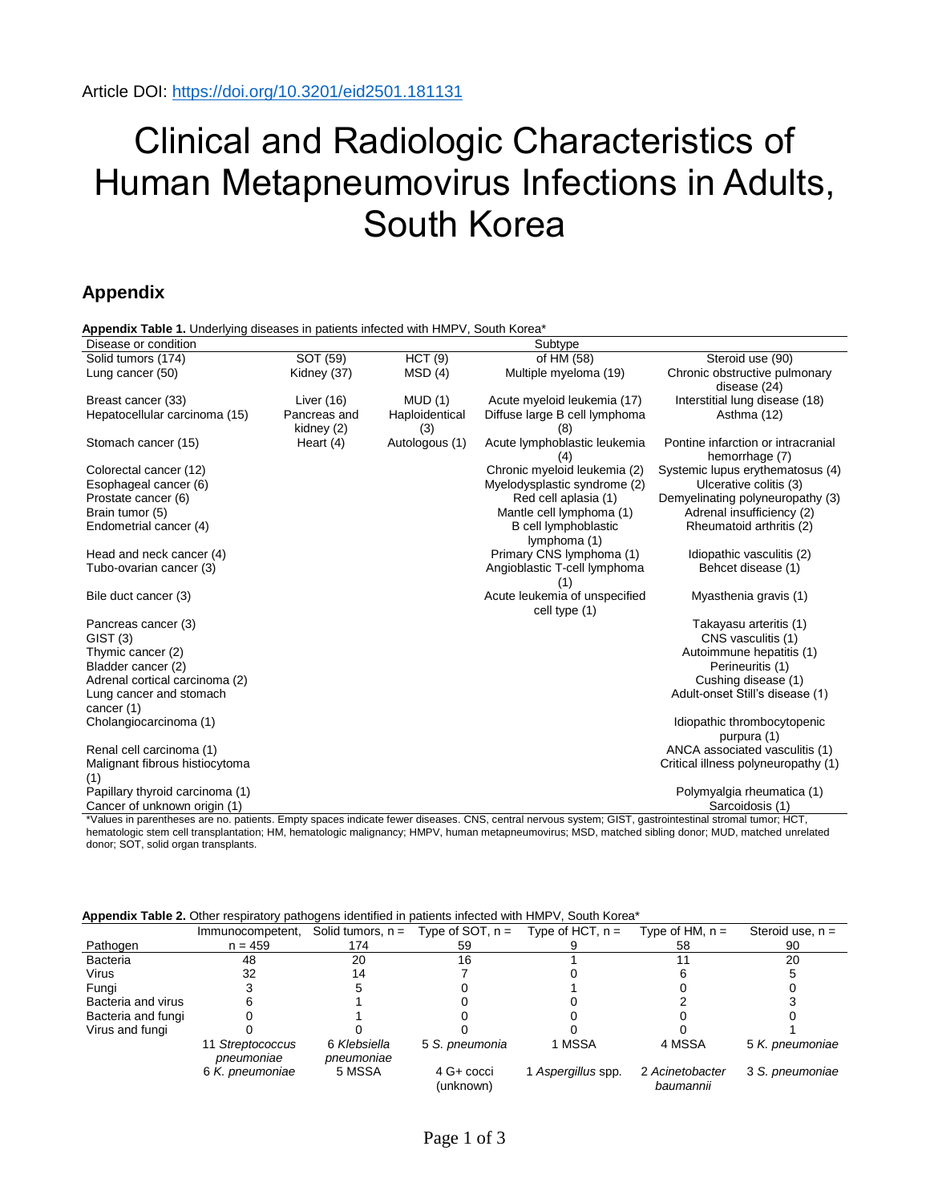Article DOI: https://doi.org/10.3201/eid2501.181131

# Clinical and Radiologic Characteristics of Human Metapneumovirus Infections in Adults, South Korea

## Appendix

**Appendix Table 1.** Underlying diseases in patients infected with HMPV, South Korea*

| Disease or condition | Subtype | | | |
|---|---|---|---|---|
| Solid tumors (174) | SOT (59) | HCT (9) | of HM (58) | Steroid use (90) |
| Lung cancer (50) | Kidney (37) | MSD (4) | Multiple myeloma (19) | Chronic obstructive pulmonary disease (24) |
| Breast cancer (33) | Liver (16) | MUD (1) | Acute myeloid leukemia (17) | Interstitial lung disease (18) |
| Hepatocellular carcinoma (15) | Pancreas and kidney (2) | Haploidentical (3) | Diffuse large B cell lymphoma (8) | Asthma (12) |
| Stomach cancer (15) | Heart (4) | Autologous (1) | Acute lymphoblastic leukemia (4) | Pontine infarction or intracranial hemorrhage (7) |
| Colorectal cancer (12) | | | Chronic myeloid leukemia (2) | Systemic lupus erythematosus (4) |
| Esophageal cancer (6) | | | Myelodysplastic syndrome (2) | Ulcerative colitis (3) |
| Prostate cancer (6) | | | Red cell aplasia (1) | Demyelinating polyneuropathy (3) |
| Brain tumor (5) | | | Mantle cell lymphoma (1) | Adrenal insufficiency (2) |
| Endometrial cancer (4) | | | B cell lymphoblastic lymphoma (1) | Rheumatoid arthritis (2) |
| Head and neck cancer (4) | | | Primary CNS lymphoma (1) | Idiopathic vasculitis (2) |
| Tubo-ovarian cancer (3) | | | Angioblastic T-cell lymphoma (1) | Behcet disease (1) |
| Bile duct cancer (3) | | | Acute leukemia of unspecified cell type (1) | Myasthenia gravis (1) |
| Pancreas cancer (3) | | | | Takayasu arteritis (1) |
| GIST (3) | | | | CNS vasculitis (1) |
| Thymic cancer (2) | | | | Autoimmune hepatitis (1) |
| Bladder cancer (2) | | | | Perineuritis (1) |
| Adrenal cortical carcinoma (2) | | | | Cushing disease (1) |
| Lung cancer and stomach cancer (1) | | | | Adult-onset Still's disease (1) |
| Cholangiocarcinoma (1) | | | | Idiopathic thrombocytopenic purpura (1) |
| Renal cell carcinoma (1) | | | | ANCA associated vasculitis (1) |
| Malignant fibrous histiocytoma (1) | | | | Critical illness polyneuropathy (1) |
| Papillary thyroid carcinoma (1) | | | | Polymyalgia rheumatica (1) |
| Cancer of unknown origin (1) | | | | Sarcoidosis (1) |

*Values in parentheses are no. patients. Empty spaces indicate fewer diseases. CNS, central nervous system; GIST, gastrointestinal stromal tumor; HCT, hematologic stem cell transplantation; HM, hematologic malignancy; HMPV, human metapneumovirus; MSD, matched sibling donor; MUD, matched unrelated donor; SOT, solid organ transplants.

**Appendix Table 2.** Other respiratory pathogens identified in patients infected with HMPV, South Korea*

| Pathogen | Immunocompetent, n = 459 | Solid tumors, n = 174 | Type of SOT, n = 59 | Type of HCT, n = 9 | Type of HM, n = 58 | Steroid use, n = 90 |
|---|---|---|---|---|---|---|
| Bacteria | 48 | 20 | 16 | 1 | 11 | 20 |
| Virus | 32 | 14 | 7 | 0 | 6 | 5 |
| Fungi | 3 | 5 | 0 | 1 | 0 | 0 |
| Bacteria and virus | 6 | 1 | 0 | 0 | 2 | 3 |
| Bacteria and fungi | 0 | 1 | 0 | 0 | 0 | 0 |
| Virus and fungi | 0 | 0 | 0 | 0 | 0 | 1 |
| | 11 *Streptococcus pneumoniae* | 6 *Klebsiella pneumoniae* | 5 *S. pneumonia* | 1 MSSA | 4 MSSA | 5 *K. pneumoniae* |
| | 6 *K. pneumoniae* | 5 MSSA | 4 G+ cocci (unknown) | 1 *Aspergillus* spp. | 2 *Acinetobacter baumannii* | 3 *S. pneumoniae* |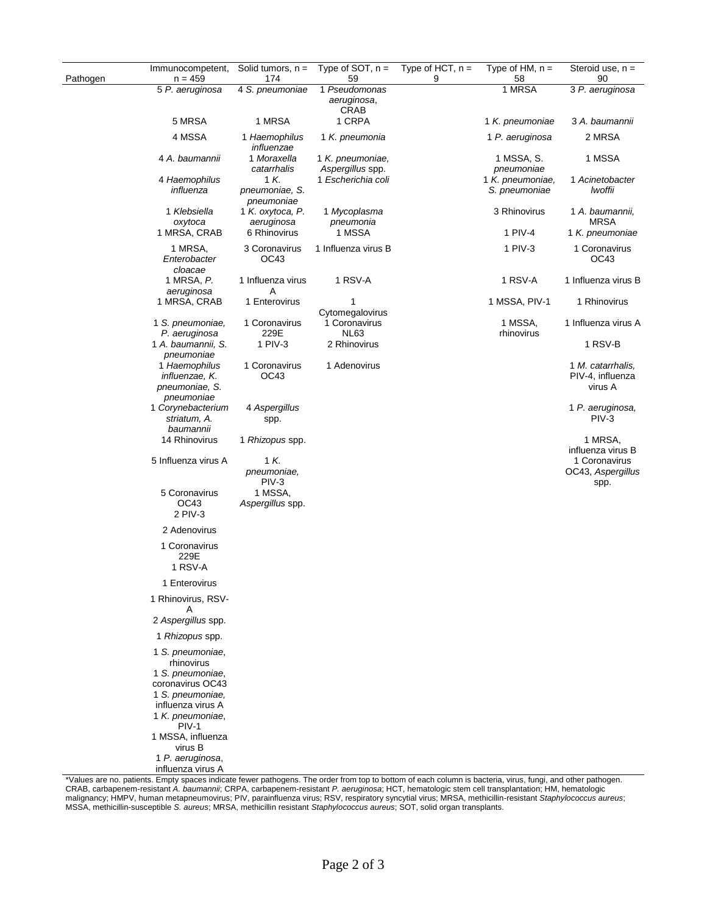| Pathogen | Immunocompetent, n = 459 | Solid tumors, n = 174 | Type of SOT, n = 59 | Type of HCT, n = 9 | Type of HM, n = 58 | Steroid use, n = 90 |
|---|---|---|---|---|---|---|
| | 5 *P. aeruginosa* | 4 *S. pneumoniae* | 1 *Pseudomonas aeruginosa*, CRAB | | 1 MRSA | 3 *P. aeruginosa* |
| | 5 MRSA | 1 MRSA | 1 CRPA | | 1 *K. pneumoniae* | 3 *A. baumannii* |
| | 4 MSSA | 1 *Haemophilus influenzae* | 1 *K. pneumonia* | | 1 *P. aeruginosa* | 2 MRSA |
| | 4 *A. baumannii* | 1 *Moraxella catarrhalis* | 1 *K. pneumoniae*, *Aspergillus* spp. | | 1 MSSA, *S. pneumoniae* | 1 MSSA |
| | 4 *Haemophilus influenza* | 1 *K. pneumoniae*, *S. pneumoniae* | 1 *Escherichia coli* | | 1 *K. pneumoniae*, *S. pneumoniae* | 1 *Acinetobacter lwoffii* |
| | 1 *Klebsiella oxytoca* | 1 *K. oxytoca*, *P. aeruginosa* | 1 *Mycoplasma pneumonia* | | 3 Rhinovirus | 1 *A. baumannii*, MRSA |
| | 1 MRSA, CRAB | 6 Rhinovirus | 1 MSSA | | 1 PIV-4 | 1 *K. pneumoniae* |
| | 1 MRSA, *Enterobacter cloacae* | 3 Coronavirus OC43 | 1 Influenza virus B | | 1 PIV-3 | 1 Coronavirus OC43 |
| | 1 MRSA, *P. aeruginosa* | 1 Influenza virus A | 1 RSV-A | | 1 RSV-A | 1 Influenza virus B |
| | 1 MRSA, CRAB | 1 Enterovirus | 1 Cytomegalovirus | | 1 MSSA, PIV-1 | 1 Rhinovirus |
| | 1 *S. pneumoniae*, *P. aeruginosa* | 1 Coronavirus 229E | 1 Coronavirus NL63 | | 1 MSSA, rhinovirus | 1 Influenza virus A |
| | 1 *A. baumannii*, *S. pneumoniae* | 1 PIV-3 | 2 Rhinovirus | | | 1 RSV-B |
| | 1 *Haemophilus influenzae*, *K. pneumoniae*, *S. pneumoniae* | 1 Coronavirus OC43 | 1 Adenovirus | | | 1 *M. catarrhalis*, PIV-4, influenza virus A |
| | 1 *Corynebacterium striatum*, *A. baumannii* | 4 *Aspergillus* spp. | | | | 1 *P. aeruginosa*, PIV-3 |
| | 14 Rhinovirus | 1 *Rhizopus* spp. | | | | 1 MRSA, influenza virus B |
| | 5 Influenza virus A | 1 *K. pneumoniae*, PIV-3 | | | | 1 Coronavirus OC43, *Aspergillus* spp. |
| | 5 Coronavirus OC43 | 1 MSSA, *Aspergillus* spp. | | | | |
| | 2 PIV-3 | | | | | |
| | 2 Adenovirus | | | | | |
| | 1 Coronavirus 229E | | | | | |
| | 1 RSV-A | | | | | |
| | 1 Enterovirus | | | | | |
| | 1 Rhinovirus, RSV-A | | | | | |
| | 2 *Aspergillus* spp. | | | | | |
| | 1 *Rhizopus* spp. | | | | | |
| | 1 *S. pneumoniae*, rhinovirus | | | | | |
| | 1 *S. pneumoniae*, coronavirus OC43 | | | | | |
| | 1 *S. pneumoniae*, influenza virus A | | | | | |
| | 1 *K. pneumoniae*, PIV-1 | | | | | |
| | 1 MSSA, influenza virus B | | | | | |
| | 1 *P. aeruginosa*, influenza virus A | | | | | |

*Values are no. patients. Empty spaces indicate fewer pathogens. The order from top to bottom of each column is bacteria, virus, fungi, and other pathogen. CRAB, carbapenem-resistant *A. baumannii*; CRPA, carbapenem-resistant *P. aeruginosa*; HCT, hematologic stem cell transplantation; HM, hematologic malignancy; HMPV, human metapneumovirus; PIV, parainfluenza virus; RSV, respiratory syncytial virus; MRSA, methicillin-resistant *Staphylococcus aureus*; MSSA, methicillin-susceptible *S. aureus*; MRSA, methicillin resistant *Staphylococcus aureus*; SOT, solid organ transplants.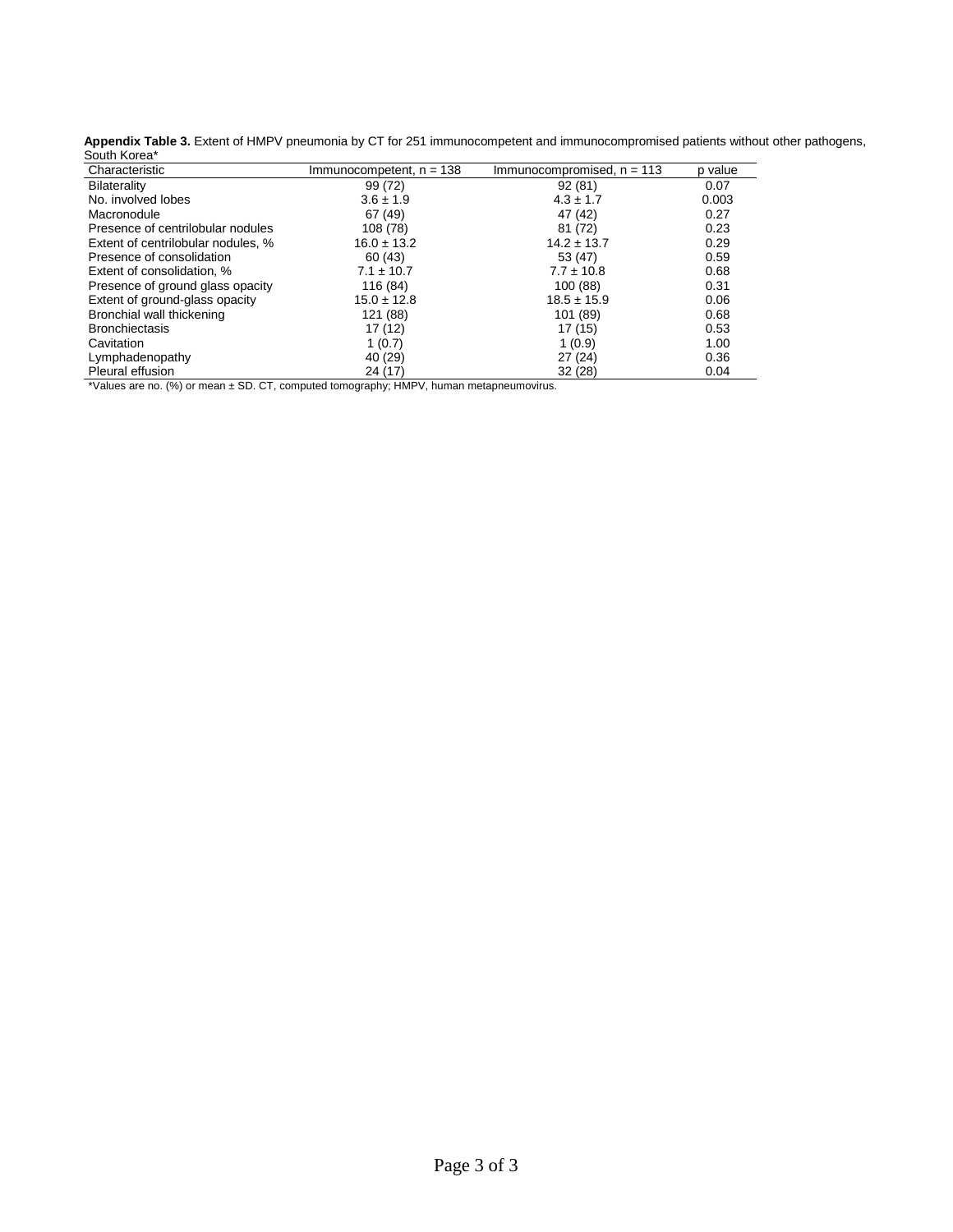**Appendix Table 3.** Extent of HMPV pneumonia by CT for 251 immunocompetent and immunocompromised patients without other pathogens, South Korea*

| Characteristic | Immunocompetent, n = 138 | Immunocompromised, n = 113 | p value |
| --- | --- | --- | --- |
| Bilaterality | 99 (72) | 92 (81) | 0.07 |
| No. involved lobes | 3.6 ± 1.9 | 4.3 ± 1.7 | 0.003 |
| Macronodule | 67 (49) | 47 (42) | 0.27 |
| Presence of centrilobular nodules | 108 (78) | 81 (72) | 0.23 |
| Extent of centrilobular nodules, % | 16.0 ± 13.2 | 14.2 ± 13.7 | 0.29 |
| Presence of consolidation | 60 (43) | 53 (47) | 0.59 |
| Extent of consolidation, % | 7.1 ± 10.7 | 7.7 ± 10.8 | 0.68 |
| Presence of ground glass opacity | 116 (84) | 100 (88) | 0.31 |
| Extent of ground-glass opacity | 15.0 ± 12.8 | 18.5 ± 15.9 | 0.06 |
| Bronchial wall thickening | 121 (88) | 101 (89) | 0.68 |
| Bronchiectasis | 17 (12) | 17 (15) | 0.53 |
| Cavitation | 1 (0.7) | 1 (0.9) | 1.00 |
| Lymphadenopathy | 40 (29) | 27 (24) | 0.36 |
| Pleural effusion | 24 (17) | 32 (28) | 0.04 |

*Values are no. (%) or mean ± SD. CT, computed tomography; HMPV, human metapneumovirus.